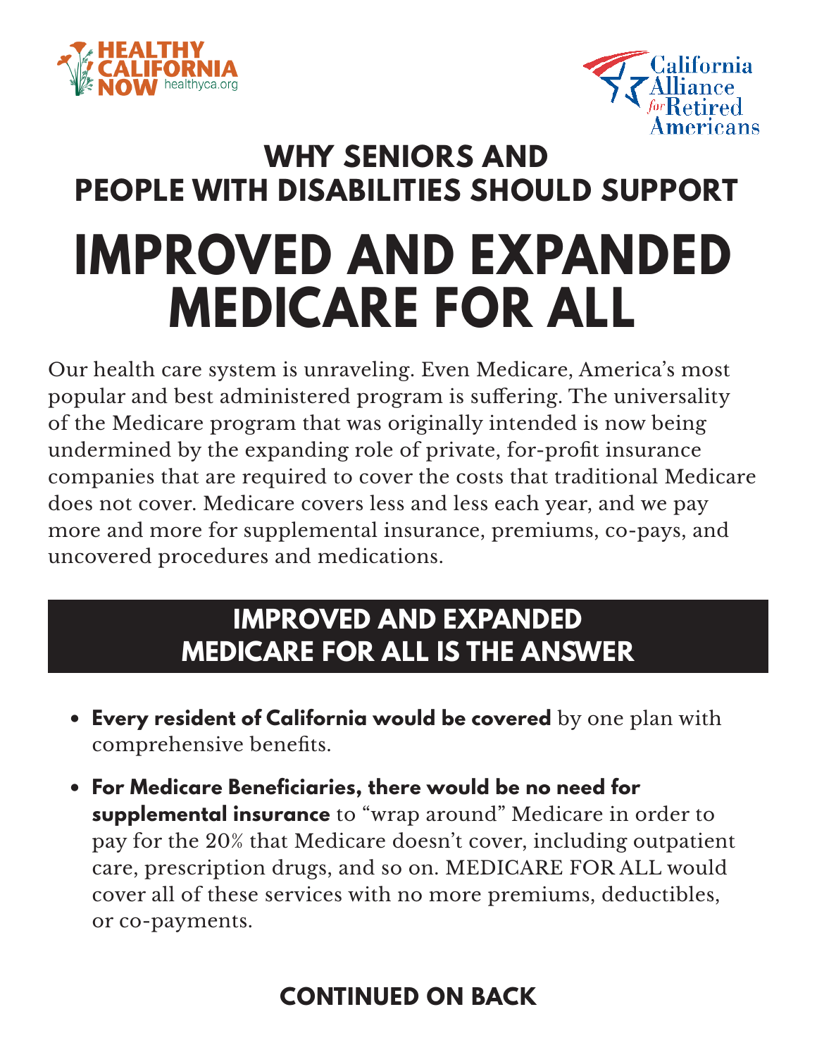HEALTHY CALIFORNIA NOW healthyca.org

California Alliance *for* Retired Americans

## WHY SENIORS AND PEOPLE WITH DISABILITIES SHOULD SUPPORT

# IMPROVED AND EXPANDED MEDICARE FOR ALL

Our health care system is unraveling. Even Medicare, America's most popular and best administered program is suffering. The universality of the Medicare program that was originally intended is now being undermined by the expanding role of private, for-profit insurance companies that are required to cover the costs that traditional Medicare does not cover. Medicare covers less and less each year, and we pay more and more for supplemental insurance, premiums, co-pays, and uncovered procedures and medications.

## IMPROVED AND EXPANDED MEDICARE FOR ALL IS THE ANSWER

- **Every resident of California would be covered** by one plan with comprehensive benefits.
- **For Medicare Beneficiaries, there would be no need for supplemental insurance** to "wrap around" Medicare in order to pay for the 20% that Medicare doesn't cover, including outpatient care, prescription drugs, and so on. MEDICARE FOR ALL would cover all of these services with no more premiums, deductibles, or co-payments.

**CONTINUED ON BACK**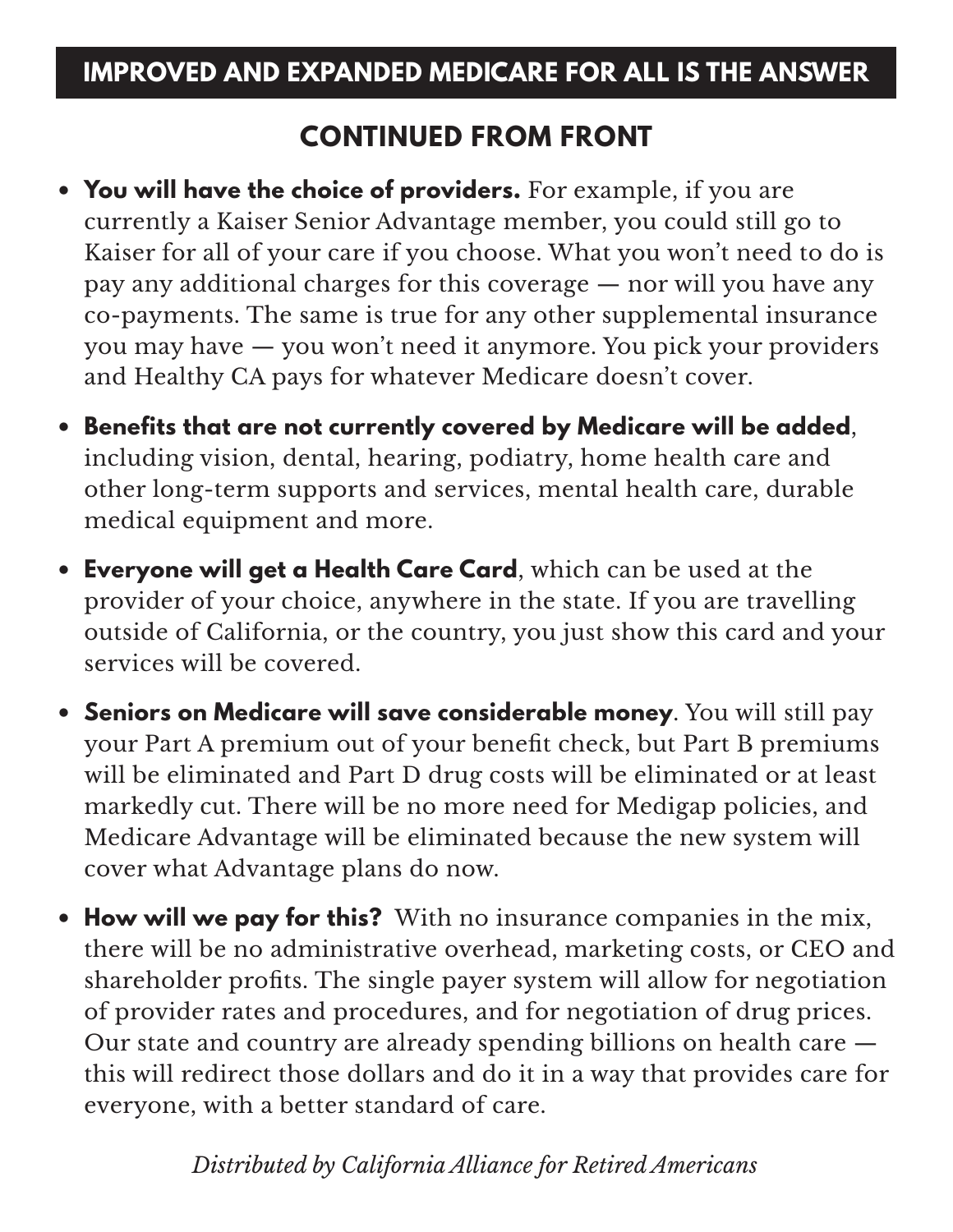# IMPROVED AND EXPANDED MEDICARE FOR ALL IS THE ANSWER

## CONTINUED FROM FRONT

- **You will have the choice of providers.** For example, if you are currently a Kaiser Senior Advantage member, you could still go to Kaiser for all of your care if you choose. What you won't need to do is pay any additional charges for this coverage — nor will you have any co-payments. The same is true for any other supplemental insurance you may have — you won't need it anymore. You pick your providers and Healthy CA pays for whatever Medicare doesn't cover.
- **Benefits that are not currently covered by Medicare will be added**, including vision, dental, hearing, podiatry, home health care and other long-term supports and services, mental health care, durable medical equipment and more.
- **Everyone will get a Health Care Card**, which can be used at the provider of your choice, anywhere in the state. If you are travelling outside of California, or the country, you just show this card and your services will be covered.
- **Seniors on Medicare will save considerable money**. You will still pay your Part A premium out of your benefit check, but Part B premiums will be eliminated and Part D drug costs will be eliminated or at least markedly cut. There will be no more need for Medigap policies, and Medicare Advantage will be eliminated because the new system will cover what Advantage plans do now.
- **How will we pay for this?** With no insurance companies in the mix, there will be no administrative overhead, marketing costs, or CEO and shareholder profits. The single payer system will allow for negotiation of provider rates and procedures, and for negotiation of drug prices. Our state and country are already spending billions on health care — this will redirect those dollars and do it in a way that provides care for everyone, with a better standard of care.

*Distributed by California Alliance for Retired Americans*